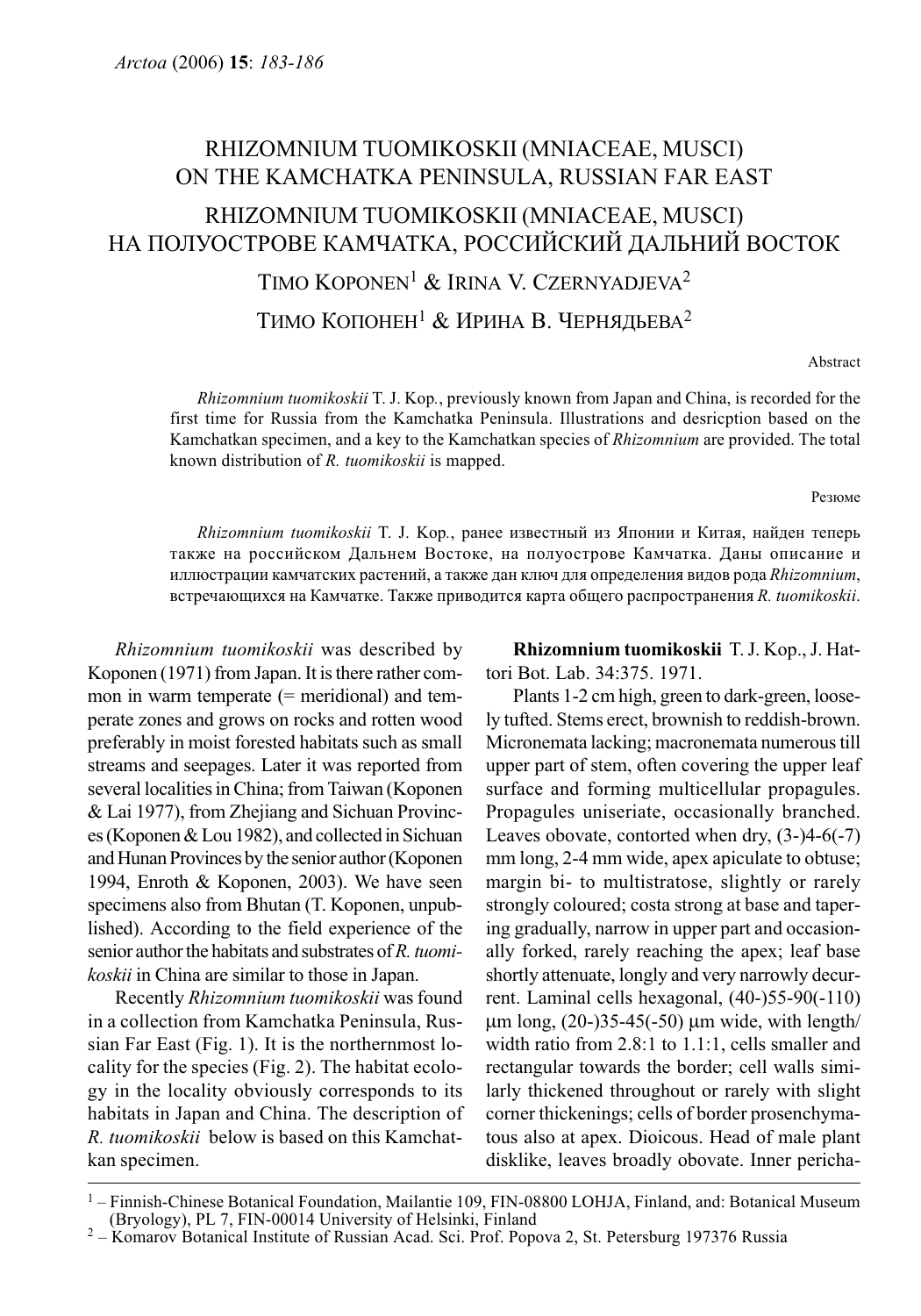# RHIZOMNIUM TUOMIKOSKII (MNIACEAE, MUSCI) ON THE KAMCHATKA PENINSULA, RUSSIAN FAR EAST

# RHIZOMNIUM TUOMIKOSKII (MNIACEAE, MUSCI) НА ПОЛУОСТРОВЕ КАМЧАТКА, РОССИЙСКИЙ ДАЛЬНИЙ ВОСТОК

TIMO KOPONEN[1] & IRINA V. CZERNYADJEVA[2]

ТИМО КОПОНЕН[1] & ИРИНА В. ЧЕРНЯДЬЕВА[2]

Abstract

*Rhizomnium tuomikoskii* T. J. Kop., previously known from Japan and China, is recorded for the first time for Russia from the Kamchatka Peninsula. Illustrations and desricption based on the Kamchatkan specimen, and a key to the Kamchatkan species of *Rhizomnium* are provided. The total known distribution of *R. tuomikoskii* is mapped.

Резюме

*Rhizomnium tuomikoskii* T. J. Kop., ранее известный из Японии и Китая, найден теперь также на российском Дальнем Востоке, на полуострове Камчатка. Даны описание и иллюстрации камчатских растений, а также дан ключ для определения видов рода *Rhizomnium*, встречающихся на Камчатке. Также приводится карта общего распространения *R. tuomikoskii*.

*Rhizomnium tuomikoskii* was described by Koponen (1971) from Japan. It is there rather common in warm temperate (= meridional) and temperate zones and grows on rocks and rotten wood preferably in moist forested habitats such as small streams and seepages. Later it was reported from several localities in China; from Taiwan (Koponen & Lai 1977), from Zhejiang and Sichuan Provinces (Koponen & Lou 1982), and collected in Sichuan and Hunan Provinces by the senior author (Koponen 1994, Enroth & Koponen, 2003). We have seen specimens also from Bhutan (T. Koponen, unpublished). According to the field experience of the senior author the habitats and substrates of *R. tuomikoskii* in China are similar to those in Japan.

Recently *Rhizomnium tuomikoskii* was found in a collection from Kamchatka Peninsula, Russian Far East (Fig. 1). It is the northernmost locality for the species (Fig. 2). The habitat ecology in the locality obviously corresponds to its habitats in Japan and China. The description of *R. tuomikoskii* below is based on this Kamchatkan specimen.

**Rhizomnium tuomikoskii** T. J. Kop., J. Hattori Bot. Lab. 34:375. 1971.

Plants 1-2 cm high, green to dark-green, loosely tufted. Stems erect, brownish to reddish-brown. Micronemata lacking; macronemata numerous till upper part of stem, often covering the upper leaf surface and forming multicellular propagules. Propagules uniseriate, occasionally branched. Leaves obovate, contorted when dry, (3-)4-6(-7) mm long, 2-4 mm wide, apex apiculate to obtuse; margin bi- to multistratose, slightly or rarely strongly coloured; costa strong at base and tapering gradually, narrow in upper part and occasionally forked, rarely reaching the apex; leaf base shortly attenuate, longly and very narrowly decurrent. Laminal cells hexagonal, (40-)55-90(-110) μm long, (20-)35-45(-50) μm wide, with length/width ratio from 2.8:1 to 1.1:1, cells smaller and rectangular towards the border; cell walls similarly thickened throughout or rarely with slight corner thickenings; cells of border prosenchymatous also at apex. Dioicous. Head of male plant disklike, leaves broadly obovate. Inner pericha-

[1] – Finnish-Chinese Botanical Foundation, Mailantie 109, FIN-08800 LOHJA, Finland, and: Botanical Museum (Bryology), PL 7, FIN-00014 University of Helsinki, Finland

[2] – Komarov Botanical Institute of Russian Acad. Sci. Prof. Popova 2, St. Petersburg 197376 Russia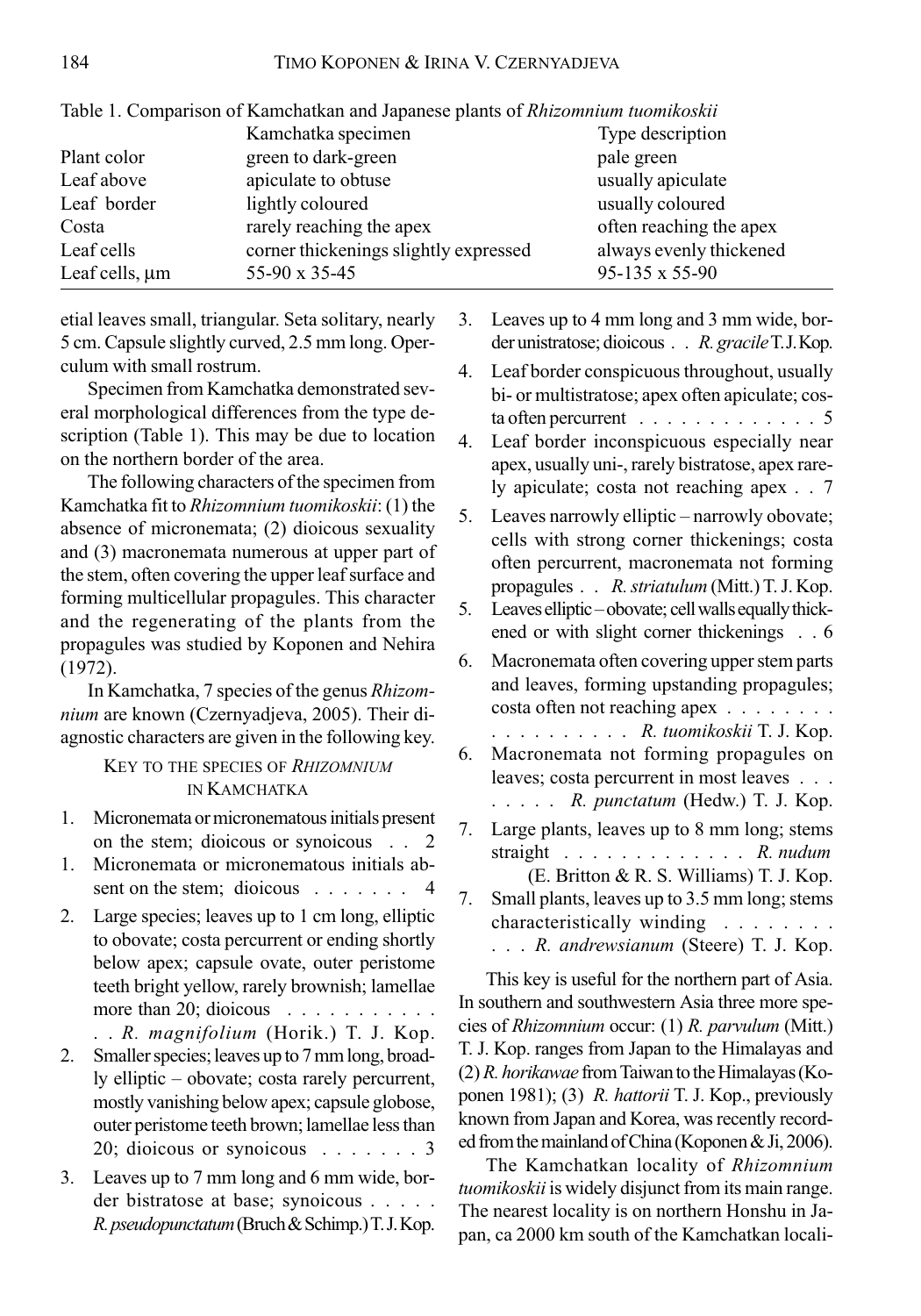Table 1. Comparison of Kamchatkan and Japanese plants of *Rhizomnium tuomikoskii*

| | Kamchatka specimen | Type description |
|---|---|---|
| Plant color | green to dark-green | pale green |
| Leaf above | apiculate to obtuse | usually apiculate |
| Leaf border | lightly coloured | usually coloured |
| Costa | rarely reaching the apex | often reaching the apex |
| Leaf cells | corner thickenings slightly expressed | always evenly thickened |
| Leaf cells, μm | 55-90 x 35-45 | 95-135 x 55-90 |

etial leaves small, triangular. Seta solitary, nearly 5 cm. Capsule slightly curved, 2.5 mm long. Operculum with small rostrum.

Specimen from Kamchatka demonstrated several morphological differences from the type description (Table 1). This may be due to location on the northern border of the area.

The following characters of the specimen from Kamchatka fit to *Rhizomnium tuomikoskii*: (1) the absence of micronemata; (2) dioicous sexuality and (3) macronemata numerous at upper part of the stem, often covering the upper leaf surface and forming multicellular propagules. This character and the regenerating of the plants from the propagules was studied by Koponen and Nehira (1972).

In Kamchatka, 7 species of the genus *Rhizomnium* are known (Czernyadjeva, 2005). Their diagnostic characters are given in the following key.

### Key to the species of *Rhizomnium* in Kamchatka

1. Micronemata or micronematous initials present on the stem; dioicous or synoicous . . 2
1. Micronemata or micronematous initials absent on the stem; dioicous . . . . . . . 4
2. Large species; leaves up to 1 cm long, elliptic to obovate; costa percurrent or ending shortly below apex; capsule ovate, outer peristome teeth bright yellow, rarely brownish; lamellae more than 20; dioicous . . . . . . . . . . . . . *R. magnifolium* (Horik.) T. J. Kop.
2. Smaller species; leaves up to 7 mm long, broadly elliptic – obovate; costa rarely percurrent, mostly vanishing below apex; capsule globose, outer peristome teeth brown; lamellae less than 20; dioicous or synoicous . . . . . . . 3
3. Leaves up to 7 mm long and 6 mm wide, border bistratose at base; synoicous . . . . . *R. pseudopunctatum* (Bruch & Schimp.) T. J. Kop.
3. Leaves up to 4 mm long and 3 mm wide, border unistratose; dioicous . . *R. gracile* T. J. Kop.
4. Leaf border conspicuous throughout, usually bi- or multistratose; apex often apiculate; costa often percurrent . . . . . . . . . . . . . 5
4. Leaf border inconspicuous especially near apex, usually uni-, rarely bistratose, apex rarely apiculate; costa not reaching apex . . 7
5. Leaves narrowly elliptic – narrowly obovate; cells with strong corner thickenings; costa often percurrent, macronemata not forming propagules . . *R. striatulum* (Mitt.) T. J. Kop.
5. Leaves elliptic – obovate; cell walls equally thickened or with slight corner thickenings . . 6
6. Macronemata often covering upper stem parts and leaves, forming upstanding propagules; costa often not reaching apex . . . . . . . . . . . . . . . . . . *R. tuomikoskii* T. J. Kop.
6. Macronemata not forming propagules on leaves; costa percurrent in most leaves . . . . . . . . *R. punctatum* (Hedw.) T. J. Kop.
7. Large plants, leaves up to 8 mm long; stems straight . . . . . . . . . . . . . *R. nudum* (E. Britton & R. S. Williams) T. J. Kop.
7. Small plants, leaves up to 3.5 mm long; stems characteristically winding . . . . . . . . . . . *R. andrewsianum* (Steere) T. J. Kop.

This key is useful for the northern part of Asia. In southern and southwestern Asia three more species of *Rhizomnium* occur: (1) *R. parvulum* (Mitt.) T. J. Kop. ranges from Japan to the Himalayas and (2) *R. horikawae* from Taiwan to the Himalayas (Koponen 1981); (3) *R. hattorii* T. J. Kop., previously known from Japan and Korea, was recently recorded from the mainland of China (Koponen & Ji, 2006).

The Kamchatkan locality of *Rhizomnium tuomikoskii* is widely disjunct from its main range. The nearest locality is on northern Honshu in Japan, ca 2000 km south of the Kamchatkan locali-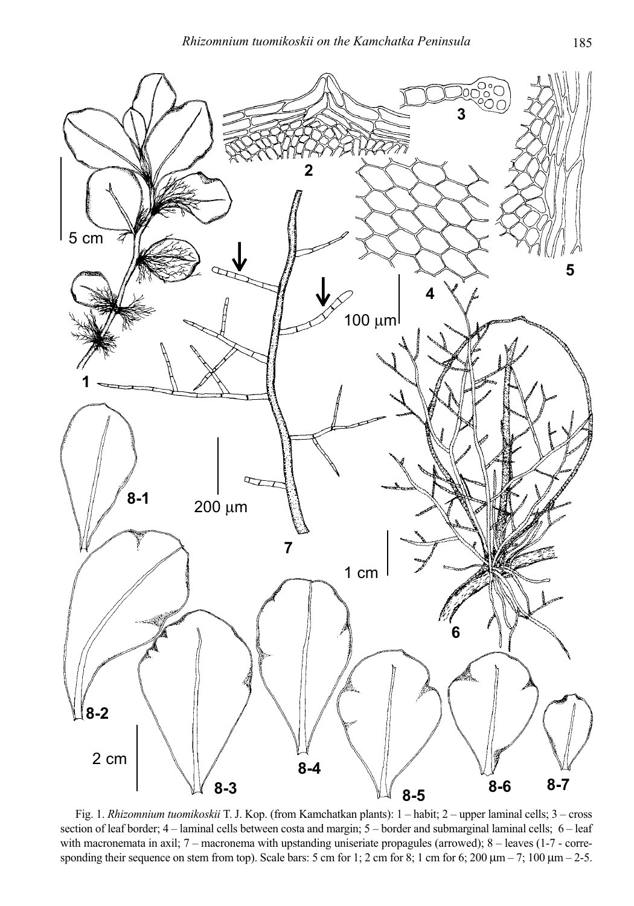Fig. 1. *Rhizomnium tuomikoskii* T. J. Kop. (from Kamchatkan plants): 1 – habit; 2 – upper laminal cells; 3 – cross section of leaf border; 4 – laminal cells between costa and margin; 5 – border and submarginal laminal cells; 6 – leaf with macronemata in axil; 7 – macronema with upstanding uniseriate propagules (arrowed); 8 – leaves (1-7 - corresponding their sequence on stem from top). Scale bars: 5 cm for 1; 2 cm for 8; 1 cm for 6; 200 μm – 7; 100 μm – 2-5.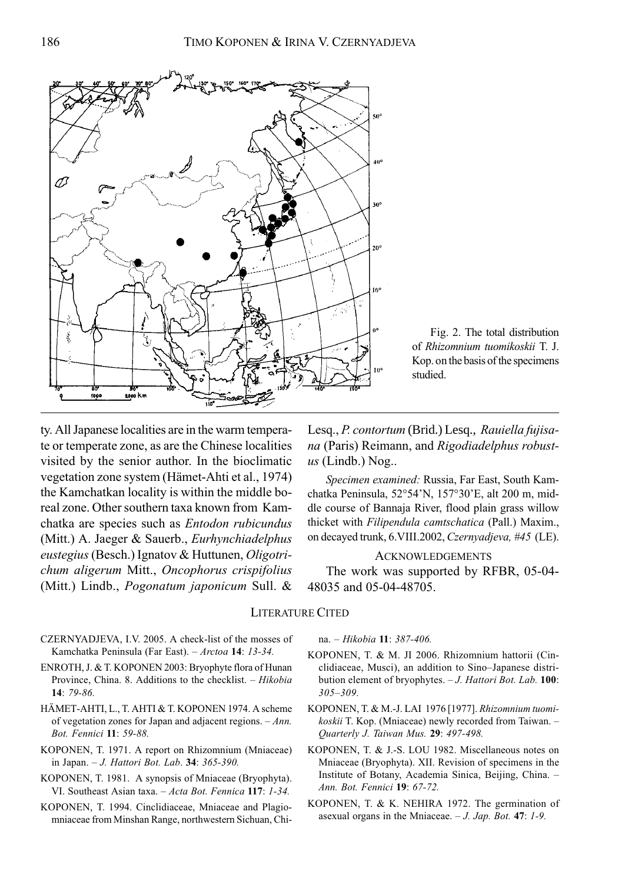Fig. 2. The total distribution of *Rhizomnium tuomikoskii* T. J. Kop. on the basis of the specimens studied.

ty. All Japanese localities are in the warm temperate or temperate zone, as are the Chinese localities visited by the senior author. In the bioclimatic vegetation zone system (Hämet-Ahti et al., 1974) the Kamchatkan locality is within the middle boreal zone. Other southern taxa known from Kamchatka are species such as *Entodon rubicundus* (Mitt.) A. Jaeger & Sauerb., *Eurhynchiadelphus eustegius* (Besch.) Ignatov & Huttunen, *Oligotrichum aligerum* Mitt., *Oncophorus crispifolius* (Mitt.) Lindb., *Pogonatum japonicum* Sull. & Lesq., *P. contortum* (Brid.) Lesq., *Rauiella fujisana* (Paris) Reimann, and *Rigodiadelphus robustus* (Lindb.) Nog..

*Specimen examined:* Russia, Far East, South Kamchatka Peninsula, 52°54'N, 157°30'E, alt 200 m, middle course of Bannaja River, flood plain grass willow thicket with *Filipendula camtschatica* (Pall.) Maxim., on decayed trunk, 6.VIII.2002, *Czernyadjeva, #45* (LE).

## ACKNOWLEDGEMENTS

The work was supported by RFBR, 05-04-48035 and 05-04-48705.

## LITERATURE CITED

CZERNYADJEVA, I.V. 2005. A check-list of the mosses of Kamchatka Peninsula (Far East). – *Arctoa* **14**: *13-34.*

ENROTH, J. & T. KOPONEN 2003: Bryophyte flora of Hunan Province, China. 8. Additions to the checklist. – *Hikobia* **14**: *79-86.*

HÄMET-AHTI, L., T. AHTI & T. KOPONEN 1974. A scheme of vegetation zones for Japan and adjacent regions. – *Ann. Bot. Fennici* **11**: *59-88.*

KOPONEN, T. 1971. A report on Rhizomnium (Mniaceae) in Japan. – *J. Hattori Bot. Lab*. **34**: *365-390.*

KOPONEN, T. 1981. A synopsis of Mniaceae (Bryophyta). VI. Southeast Asian taxa. – *Acta Bot. Fennica* **117**: *1-34.*

KOPONEN, T. 1994. Cinclidiaceae, Mniaceae and Plagiomniaceae from Minshan Range, northwestern Sichuan, China. – *Hikobia* **11**: *387-406.*

KOPONEN, T. & M. JI 2006. Rhizomnium hattorii (Cinclidiaceae, Musci), an addition to Sino–Japanese distribution element of bryophytes. – *J. Hattori Bot. Lab.* **100**: *305–309.*

KOPONEN, T. & M.-J. LAI 1976 [1977]. *Rhizomnium tuomikoskii* T. Kop. (Mniaceae) newly recorded from Taiwan. – *Quarterly J. Taiwan Mus.* **29**: *497-498.*

KOPONEN, T. & J.-S. LOU 1982. Miscellaneous notes on Mniaceae (Bryophyta). XII. Revision of specimens in the Institute of Botany, Academia Sinica, Beijing, China. – *Ann. Bot. Fennici* **19**: *67-72.*

KOPONEN, T. & K. NEHIRA 1972. The germination of asexual organs in the Mniaceae. – *J. Jap. Bot.* **47**: *1-9.*